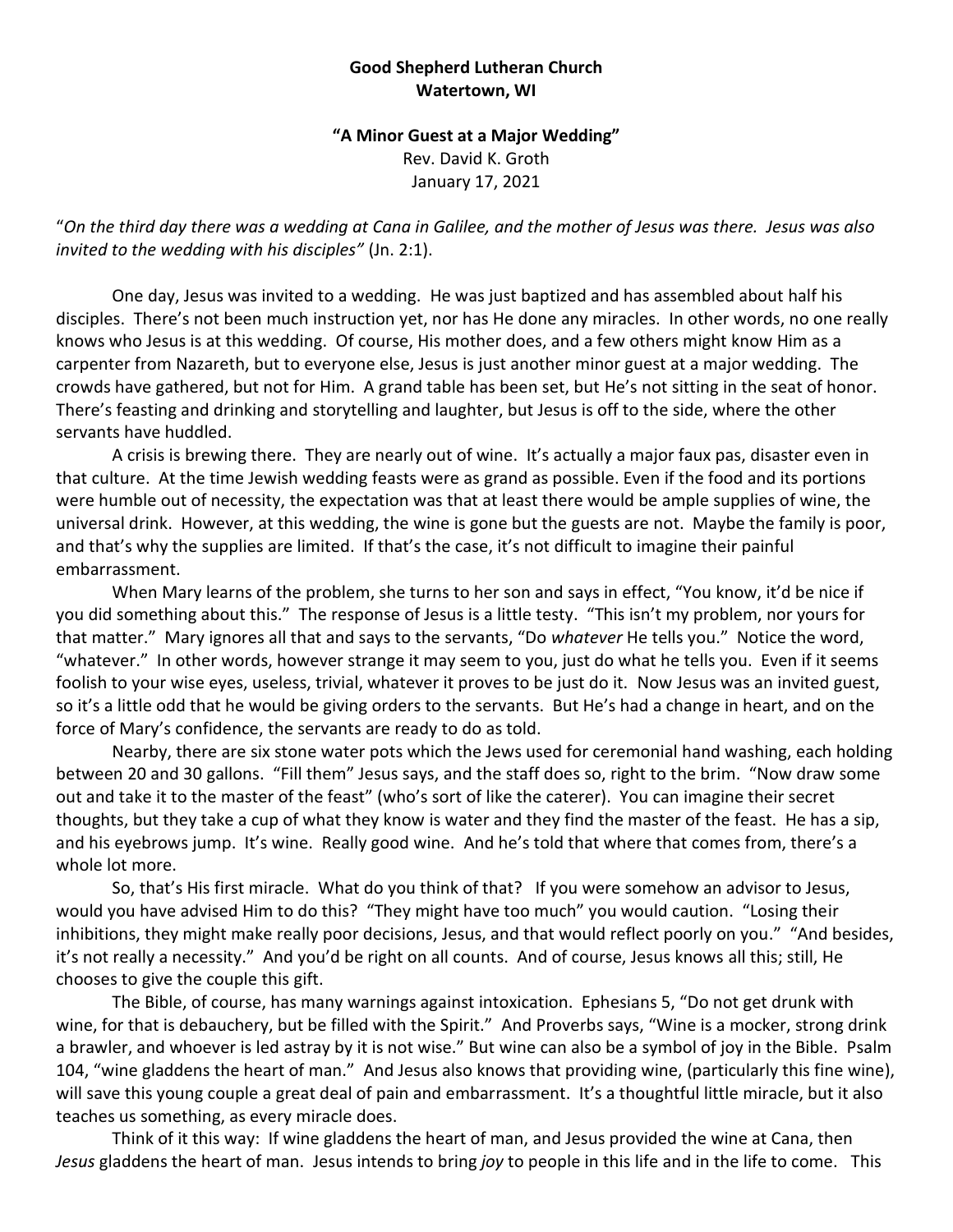**Good Shepherd Lutheran Church**
**Watertown, WI**

**"A Minor Guest at a Major Wedding"**
Rev. David K. Groth
January 17, 2021

"*On the third day there was a wedding at Cana in Galilee, and the mother of Jesus was there. Jesus was also invited to the wedding with his disciples"* (Jn. 2:1).

One day, Jesus was invited to a wedding. He was just baptized and has assembled about half his disciples. There's not been much instruction yet, nor has He done any miracles. In other words, no one really knows who Jesus is at this wedding. Of course, His mother does, and a few others might know Him as a carpenter from Nazareth, but to everyone else, Jesus is just another minor guest at a major wedding. The crowds have gathered, but not for Him. A grand table has been set, but He's not sitting in the seat of honor. There's feasting and drinking and storytelling and laughter, but Jesus is off to the side, where the other servants have huddled.

A crisis is brewing there. They are nearly out of wine. It's actually a major faux pas, disaster even in that culture. At the time Jewish wedding feasts were as grand as possible. Even if the food and its portions were humble out of necessity, the expectation was that at least there would be ample supplies of wine, the universal drink. However, at this wedding, the wine is gone but the guests are not. Maybe the family is poor, and that's why the supplies are limited. If that's the case, it's not difficult to imagine their painful embarrassment.

When Mary learns of the problem, she turns to her son and says in effect, "You know, it'd be nice if you did something about this." The response of Jesus is a little testy. "This isn't my problem, nor yours for that matter." Mary ignores all that and says to the servants, "Do *whatever* He tells you." Notice the word, "whatever." In other words, however strange it may seem to you, just do what he tells you. Even if it seems foolish to your wise eyes, useless, trivial, whatever it proves to be just do it. Now Jesus was an invited guest, so it's a little odd that he would be giving orders to the servants. But He's had a change in heart, and on the force of Mary's confidence, the servants are ready to do as told.

Nearby, there are six stone water pots which the Jews used for ceremonial hand washing, each holding between 20 and 30 gallons. "Fill them" Jesus says, and the staff does so, right to the brim. "Now draw some out and take it to the master of the feast" (who's sort of like the caterer). You can imagine their secret thoughts, but they take a cup of what they know is water and they find the master of the feast. He has a sip, and his eyebrows jump. It's wine. Really good wine. And he's told that where that comes from, there's a whole lot more.

So, that's His first miracle. What do you think of that? If you were somehow an advisor to Jesus, would you have advised Him to do this? "They might have too much" you would caution. "Losing their inhibitions, they might make really poor decisions, Jesus, and that would reflect poorly on you." "And besides, it's not really a necessity." And you'd be right on all counts. And of course, Jesus knows all this; still, He chooses to give the couple this gift.

The Bible, of course, has many warnings against intoxication. Ephesians 5, "Do not get drunk with wine, for that is debauchery, but be filled with the Spirit." And Proverbs says, "Wine is a mocker, strong drink a brawler, and whoever is led astray by it is not wise." But wine can also be a symbol of joy in the Bible. Psalm 104, "wine gladdens the heart of man." And Jesus also knows that providing wine, (particularly this fine wine), will save this young couple a great deal of pain and embarrassment. It's a thoughtful little miracle, but it also teaches us something, as every miracle does.

Think of it this way: If wine gladdens the heart of man, and Jesus provided the wine at Cana, then *Jesus* gladdens the heart of man. Jesus intends to bring *joy* to people in this life and in the life to come. This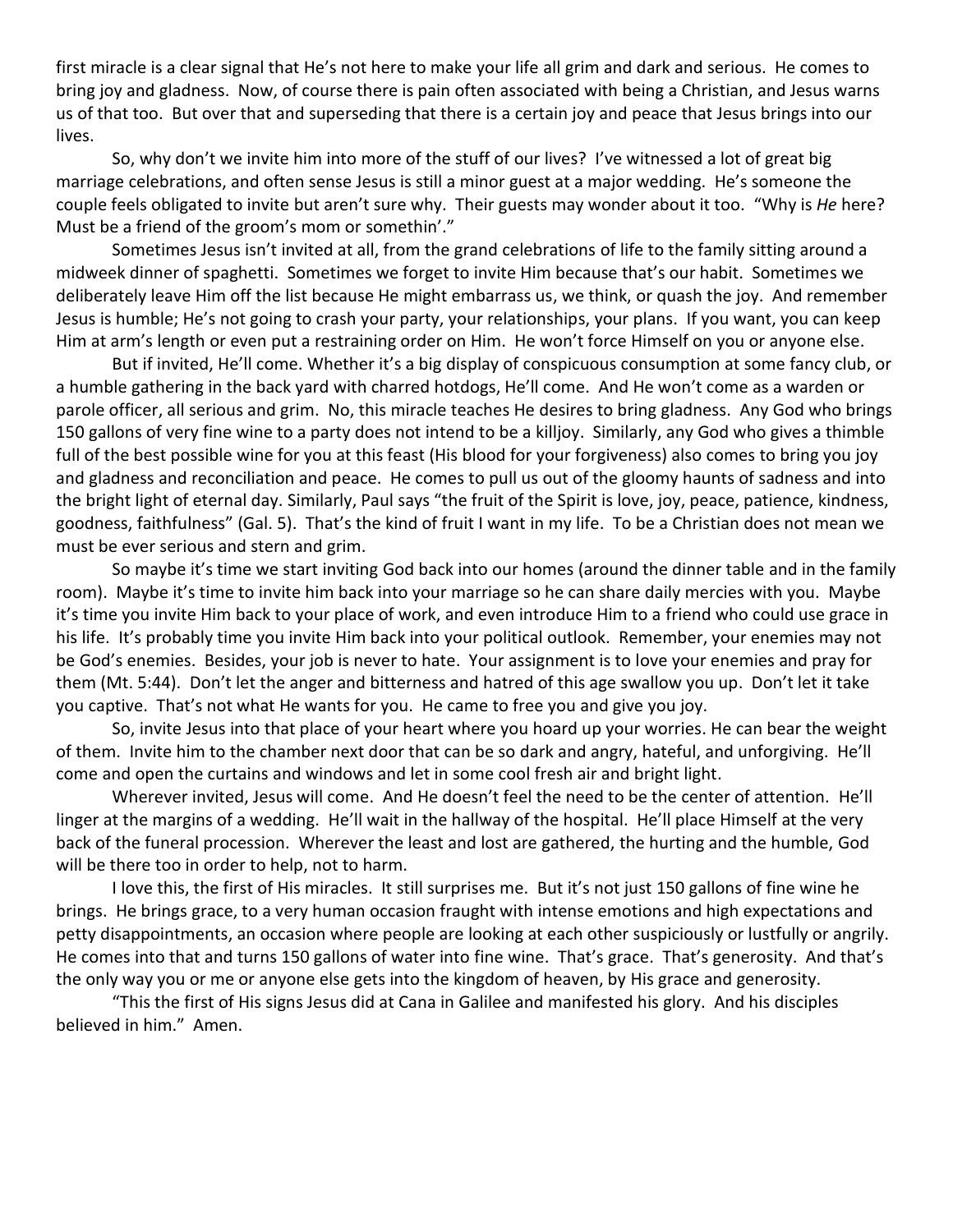first miracle is a clear signal that He's not here to make your life all grim and dark and serious. He comes to bring joy and gladness. Now, of course there is pain often associated with being a Christian, and Jesus warns us of that too. But over that and superseding that there is a certain joy and peace that Jesus brings into our lives.

So, why don't we invite him into more of the stuff of our lives? I've witnessed a lot of great big marriage celebrations, and often sense Jesus is still a minor guest at a major wedding. He's someone the couple feels obligated to invite but aren't sure why. Their guests may wonder about it too. "Why is *He* here? Must be a friend of the groom's mom or somethin'."

Sometimes Jesus isn't invited at all, from the grand celebrations of life to the family sitting around a midweek dinner of spaghetti. Sometimes we forget to invite Him because that's our habit. Sometimes we deliberately leave Him off the list because He might embarrass us, we think, or quash the joy. And remember Jesus is humble; He's not going to crash your party, your relationships, your plans. If you want, you can keep Him at arm's length or even put a restraining order on Him. He won't force Himself on you or anyone else.

But if invited, He'll come. Whether it's a big display of conspicuous consumption at some fancy club, or a humble gathering in the back yard with charred hotdogs, He'll come. And He won't come as a warden or parole officer, all serious and grim. No, this miracle teaches He desires to bring gladness. Any God who brings 150 gallons of very fine wine to a party does not intend to be a killjoy. Similarly, any God who gives a thimble full of the best possible wine for you at this feast (His blood for your forgiveness) also comes to bring you joy and gladness and reconciliation and peace. He comes to pull us out of the gloomy haunts of sadness and into the bright light of eternal day. Similarly, Paul says "the fruit of the Spirit is love, joy, peace, patience, kindness, goodness, faithfulness" (Gal. 5). That's the kind of fruit I want in my life. To be a Christian does not mean we must be ever serious and stern and grim.

So maybe it's time we start inviting God back into our homes (around the dinner table and in the family room). Maybe it's time to invite him back into your marriage so he can share daily mercies with you. Maybe it's time you invite Him back to your place of work, and even introduce Him to a friend who could use grace in his life. It's probably time you invite Him back into your political outlook. Remember, your enemies may not be God's enemies. Besides, your job is never to hate. Your assignment is to love your enemies and pray for them (Mt. 5:44). Don't let the anger and bitterness and hatred of this age swallow you up. Don't let it take you captive. That's not what He wants for you. He came to free you and give you joy.

So, invite Jesus into that place of your heart where you hoard up your worries. He can bear the weight of them. Invite him to the chamber next door that can be so dark and angry, hateful, and unforgiving. He'll come and open the curtains and windows and let in some cool fresh air and bright light.

Wherever invited, Jesus will come. And He doesn't feel the need to be the center of attention. He'll linger at the margins of a wedding. He'll wait in the hallway of the hospital. He'll place Himself at the very back of the funeral procession. Wherever the least and lost are gathered, the hurting and the humble, God will be there too in order to help, not to harm.

I love this, the first of His miracles. It still surprises me. But it's not just 150 gallons of fine wine he brings. He brings grace, to a very human occasion fraught with intense emotions and high expectations and petty disappointments, an occasion where people are looking at each other suspiciously or lustfully or angrily. He comes into that and turns 150 gallons of water into fine wine. That's grace. That's generosity. And that's the only way you or me or anyone else gets into the kingdom of heaven, by His grace and generosity.

"This the first of His signs Jesus did at Cana in Galilee and manifested his glory. And his disciples believed in him." Amen.